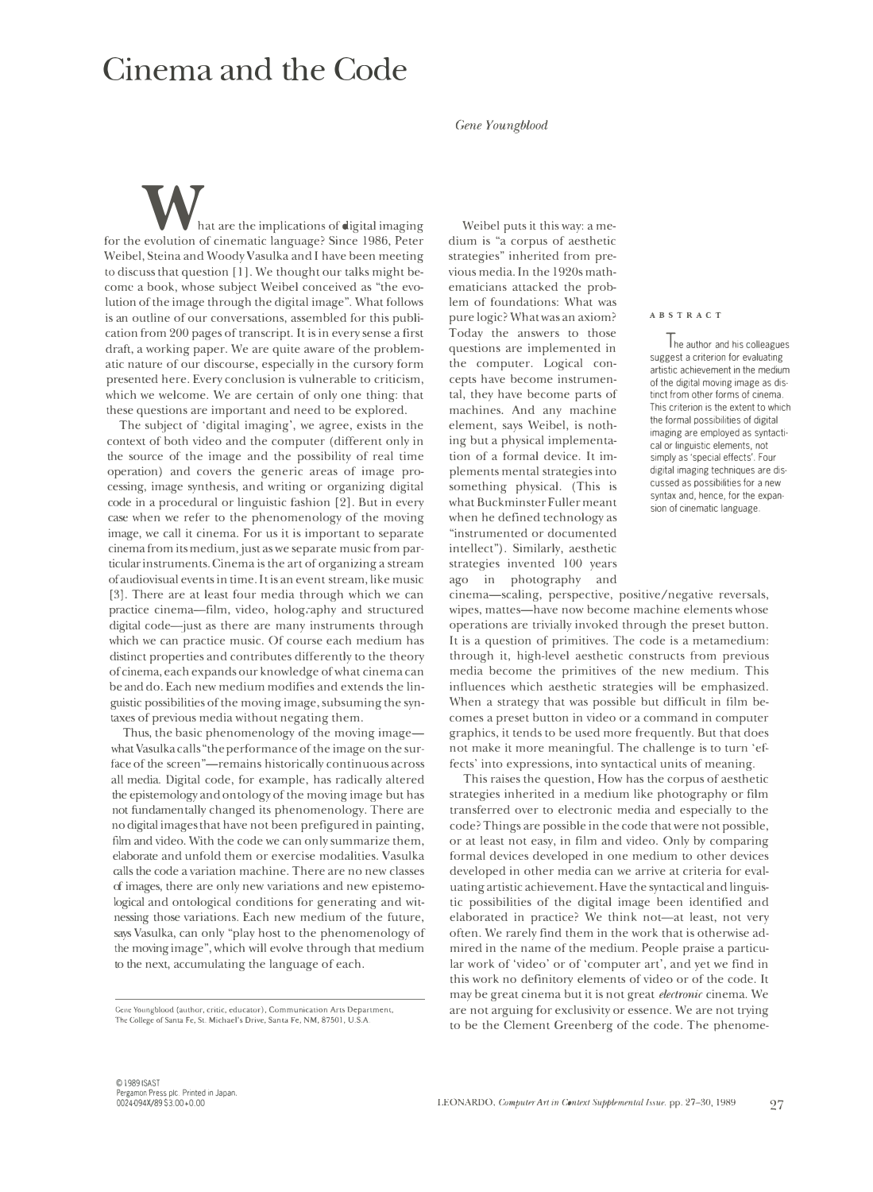# Cinema and the Code

*Gene Youngblood*

**ABSTRACT**

The author and his colleagues suggest a criterion for evaluating artistic achievement in the medium of the digital moving image as distinct from other forms of cinema. This criterion is the extent to which the formal possibilities of digital imaging are employed as syntactical or linguistic elements, not simply as 'special effects'. Four digital imaging techniques are discussed as possibilities for a new syntax and, hence, for the expansion of cinematic language.

What are the implications of digital imaging for the evolution of cinematic language? Since 1986, Peter Weibel, Steina and Woody Vasulka and I have been meeting to discuss that question [1]. We thought our talks might become a book, whose subject Weibel conceived as "the evolution of the image through the digital image". What follows is an outline of our conversations, assembled for this publication from 200 pages of transcript. It is in every sense a first draft, a working paper. We are quite aware of the problematic nature of our discourse, especially in the cursory form presented here. Every conclusion is vulnerable to criticism, which we welcome. We are certain of only one thing: that these questions are important and need to be explored.

The subject of 'digital imaging', we agree, exists in the context of both video and the computer (different only in the source of the image and the possibility of real time operation) and covers the generic areas of image processing, image synthesis, and writing or organizing digital code in a procedural or linguistic fashion [2]. But in every case when we refer to the phenomenology of the moving image, we call it cinema. For us it is important to separate cinema from its medium, just as we separate music from particular instruments. Cinema is the art of organizing a stream of audiovisual events in time. It is an event stream, like music [3]. There are at least four media through which we can practice cinema—film, video, holography and structured digital code—just as there are many instruments through which we can practice music. Of course each medium has distinct properties and contributes differently to the theory of cinema, each expands our knowledge of what cinema can be and do. Each new medium modifies and extends the linguistic possibilities of the moving image, subsuming the syntaxes of previous media without negating them.

Thus, the basic phenomenology of the moving image—what Vasulka calls "the performance of the image on the surface of the screen"—remains historically continuous across all media. Digital code, for example, has radically altered the epistemology and ontology of the moving image but has not fundamentally changed its phenomenology. There are no digital images that have not been prefigured in painting, film and video. With the code we can only summarize them, elaborate and unfold them or exercise modalities. Vasulka calls the code a variation machine. There are no new classes of images, there are only new variations and new epistemological and ontological conditions for generating and witnessing those variations. Each new medium of the future, says Vasulka, can only "play host to the phenomenology of the moving image", which will evolve through that medium to the next, accumulating the language of each.

Weibel puts it this way: a medium is "a corpus of aesthetic strategies" inherited from previous media. In the 1920s mathematicians attacked the problem of foundations: What was pure logic? What was an axiom? Today the answers to those questions are implemented in the computer. Logical concepts have become instrumental, they have become parts of machines. And any machine element, says Weibel, is nothing but a physical implementation of a formal device. It implements mental strategies into something physical. (This is what Buckminster Fuller meant when he defined technology as "instrumented or documented intellect"). Similarly, aesthetic strategies invented 100 years ago in photography and cinema—scaling, perspective, positive/negative reversals, wipes, mattes—have now become machine elements whose operations are trivially invoked through the preset button. It is a question of primitives. The code is a metamedium: through it, high-level aesthetic constructs from previous media become the primitives of the new medium. This influences which aesthetic strategies will be emphasized. When a strategy that was possible but difficult in film becomes a preset button in video or a command in computer graphics, it tends to be used more frequently. But that does not make it more meaningful. The challenge is to turn 'effects' into expressions, into syntactical units of meaning.

This raises the question, How has the corpus of aesthetic strategies inherited in a medium like photography or film transferred over to electronic media and especially to the code? Things are possible in the code that were not possible, or at least not easy, in film and video. Only by comparing formal devices developed in one medium to other devices developed in other media can we arrive at criteria for evaluating artistic achievement. Have the syntactical and linguistic possibilities of the digital image been identified and elaborated in practice? We think not—at least, not very often. We rarely find them in the work that is otherwise admired in the name of the medium. People praise a particular work of 'video' or of 'computer art', and yet we find in this work no definitory elements of video or of the code. It may be great cinema but it is not great *electronic* cinema. We are not arguing for exclusivity or essence. We are not trying to be the Clement Greenberg of the code. The phenome-

Gene Youngblood (author, critic, educator), Communication Arts Department, The College of Santa Fe, St. Michael's Drive, Santa Fe, NM, 87501, U.S.A.

© 1989 ISAST
Pergamon Press plc. Printed in Japan.
0024-094X/89 $3.00+0.00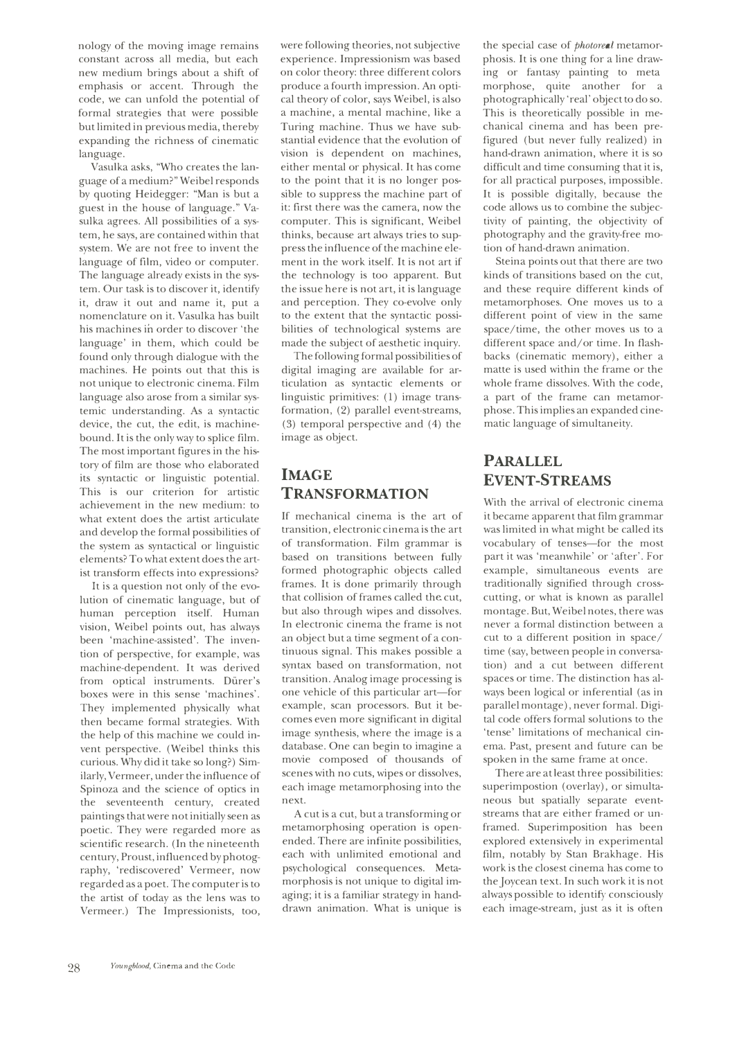nology of the moving image remains constant across all media, but each new medium brings about a shift of emphasis or accent. Through the code, we can unfold the potential of formal strategies that were possible but limited in previous media, thereby expanding the richness of cinematic language.

Vasulka asks, "Who creates the language of a medium?" Weibel responds by quoting Heidegger: "Man is but a guest in the house of language." Vasulka agrees. All possibilities of a system, he says, are contained within that system. We are not free to invent the language of film, video or computer. The language already exists in the system. Our task is to discover it, identify it, draw it out and name it, put a nomenclature on it. Vasulka has built his machines in order to discover 'the language' in them, which could be found only through dialogue with the machines. He points out that this is not unique to electronic cinema. Film language also arose from a similar systemic understanding. As a syntactic device, the cut, the edit, is machine-bound. It is the only way to splice film. The most important figures in the history of film are those who elaborated its syntactic or linguistic potential. This is our criterion for artistic achievement in the new medium: to what extent does the artist articulate and develop the formal possibilities of the system as syntactical or linguistic elements? To what extent does the artist transform effects into expressions?

It is a question not only of the evolution of cinematic language, but of human perception itself. Human vision, Weibel points out, has always been 'machine-assisted'. The invention of perspective, for example, was machine-dependent. It was derived from optical instruments. Dürer's boxes were in this sense 'machines'. They implemented physically what then became formal strategies. With the help of this machine we could invent perspective. (Weibel thinks this curious. Why did it take so long?) Similarly, Vermeer, under the influence of Spinoza and the science of optics in the seventeenth century, created paintings that were not initially seen as poetic. They were regarded more as scientific research. (In the nineteenth century, Proust, influenced by photography, 'rediscovered' Vermeer, now regarded as a poet. The computer is to the artist of today as the lens was to Vermeer.) The Impressionists, too, were following theories, not subjective experience. Impressionism was based on color theory: three different colors produce a fourth impression. An optical theory of color, says Weibel, is also a machine, a mental machine, like a Turing machine. Thus we have substantial evidence that the evolution of vision is dependent on machines, either mental or physical. It has come to the point that it is no longer possible to suppress the machine part of it: first there was the camera, now the computer. This is significant, Weibel thinks, because art always tries to suppress the influence of the machine element in the work itself. It is not art if the technology is too apparent. But the issue here is not art, it is language and perception. They co-evolve only to the extent that the syntactic possibilities of technological systems are made the subject of aesthetic inquiry.

The following formal possibilities of digital imaging are available for articulation as syntactic elements or linguistic primitives: (1) image transformation, (2) parallel event-streams, (3) temporal perspective and (4) the image as object.

## Image Transformation

If mechanical cinema is the art of transition, electronic cinema is the art of transformation. Film grammar is based on transitions between fully formed photographic objects called frames. It is done primarily through that collision of frames called the cut, but also through wipes and dissolves. In electronic cinema the frame is not an object but a time segment of a continuous signal. This makes possible a syntax based on transformation, not transition. Analog image processing is one vehicle of this particular art—for example, scan processors. But it becomes even more significant in digital image synthesis, where the image is a database. One can begin to imagine a movie composed of thousands of scenes with no cuts, wipes or dissolves, each image metamorphosing into the next.

A cut is a cut, but a transforming or metamorphosing operation is open-ended. There are infinite possibilities, each with unlimited emotional and psychological consequences. Metamorphosis is not unique to digital imaging; it is a familiar strategy in hand-drawn animation. What is unique is the special case of *photoreal* metamorphosis. It is one thing for a line drawing or fantasy painting to metamorphose, quite another for a photographically 'real' object to do so. This is theoretically possible in mechanical cinema and has been prefigured (but never fully realized) in hand-drawn animation, where it is so difficult and time consuming that it is, for all practical purposes, impossible. It is possible digitally, because the code allows us to combine the subjectivity of painting, the objectivity of photography and the gravity-free motion of hand-drawn animation.

Steina points out that there are two kinds of transitions based on the cut, and these require different kinds of metamorphoses. One moves us to a different point of view in the same space/time, the other moves us to a different space and/or time. In flashbacks (cinematic memory), either a matte is used within the frame or the whole frame dissolves. With the code, a part of the frame can metamorphose. This implies an expanded cinematic language of simultaneity.

## Parallel Event-Streams

With the arrival of electronic cinema it became apparent that film grammar was limited in what might be called its vocabulary of tenses—for the most part it was 'meanwhile' or 'after'. For example, simultaneous events are traditionally signified through cross-cutting, or what is known as parallel montage. But, Weibel notes, there was never a formal distinction between a cut to a different position in space/time (say, between people in conversation) and a cut between different spaces or time. The distinction has always been logical or inferential (as in parallel montage), never formal. Digital code offers formal solutions to the 'tense' limitations of mechanical cinema. Past, present and future can be spoken in the same frame at once.

There are at least three possibilities: superimpostion (overlay), or simultaneous but spatially separate event-streams that are either framed or unframed. Superimposition has been explored extensively in experimental film, notably by Stan Brakhage. His work is the closest cinema has come to the Joycean text. In such work it is not always possible to identify consciously each image-stream, just as it is often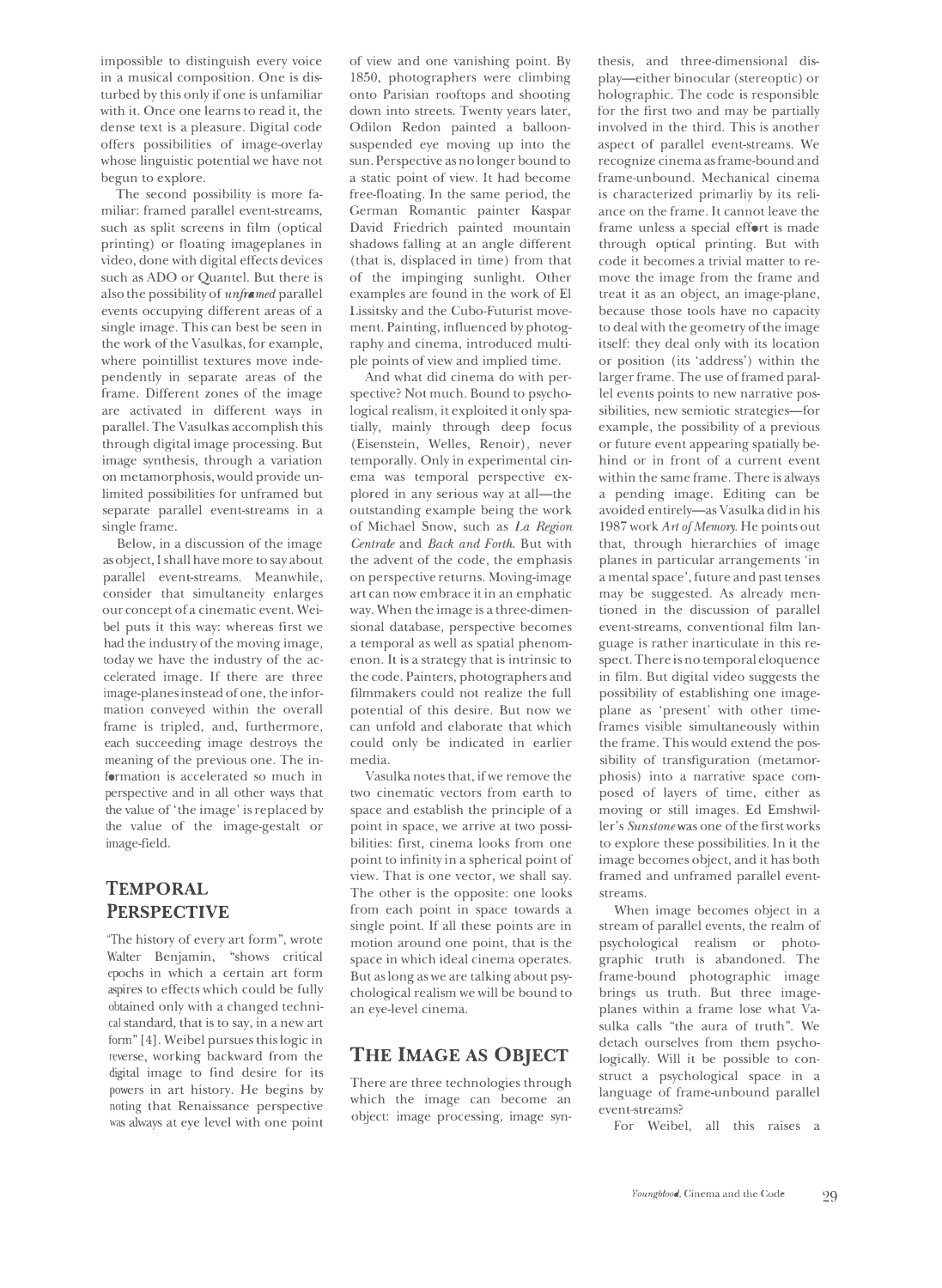impossible to distinguish every voice in a musical composition. One is disturbed by this only if one is unfamiliar with it. Once one learns to read it, the dense text is a pleasure. Digital code offers possibilities of image-overlay whose linguistic potential we have not begun to explore.

The second possibility is more familiar: framed parallel event-streams, such as split screens in film (optical printing) or floating imageplanes in video, done with digital effects devices such as ADO or Quantel. But there is also the possibility of *unframed* parallel events occupying different areas of a single image. This can best be seen in the work of the Vasulkas, for example, where pointillist textures move independently in separate areas of the frame. Different zones of the image are activated in different ways in parallel. The Vasulkas accomplish this through digital image processing. But image synthesis, through a variation on metamorphosis, would provide unlimited possibilities for unframed but separate parallel event-streams in a single frame.

Below, in a discussion of the image as object, I shall have more to say about parallel event-streams. Meanwhile, consider that simultaneity enlarges our concept of a cinematic event. Weibel puts it this way: whereas first we had the industry of the moving image, today we have the industry of the accelerated image. If there are three image-planes instead of one, the information conveyed within the overall frame is tripled, and, furthermore, each succeeding image destroys the meaning of the previous one. The information is accelerated so much in perspective and in all other ways that the value of 'the image' is replaced by the value of the image-gestalt or image-field.

## Temporal Perspective

"The history of every art form", wrote Walter Benjamin, "shows critical epochs in which a certain art form aspires to effects which could be fully obtained only with a changed technical standard, that is to say, in a new art form" [4]. Weibel pursues this logic in reverse, working backward from the digital image to find desire for its powers in art history. He begins by noting that Renaissance perspective was always at eye level with one point of view and one vanishing point. By 1850, photographers were climbing onto Parisian rooftops and shooting down into streets. Twenty years later, Odilon Redon painted a balloon-suspended eye moving up into the sun. Perspective as no longer bound to a static point of view. It had become free-floating. In the same period, the German Romantic painter Kaspar David Friedrich painted mountain shadows falling at an angle different (that is, displaced in time) from that of the impinging sunlight. Other examples are found in the work of El Lissitsky and the Cubo-Futurist movement. Painting, influenced by photography and cinema, introduced multiple points of view and implied time.

And what did cinema do with perspective? Not much. Bound to psychological realism, it exploited it only spatially, mainly through deep focus (Eisenstein, Welles, Renoir), never temporally. Only in experimental cinema was temporal perspective explored in any serious way at all—the outstanding example being the work of Michael Snow, such as *La Region Centrale* and *Back and Forth*. But with the advent of the code, the emphasis on perspective returns. Moving-image art can now embrace it in an emphatic way. When the image is a three-dimensional database, perspective becomes a temporal as well as spatial phenomenon. It is a strategy that is intrinsic to the code. Painters, photographers and filmmakers could not realize the full potential of this desire. But now we can unfold and elaborate that which could only be indicated in earlier media.

Vasulka notes that, if we remove the two cinematic vectors from earth to space and establish the principle of a point in space, we arrive at two possibilities: first, cinema looks from one point to infinity in a spherical point of view. That is one vector, we shall say. The other is the opposite: one looks from each point in space towards a single point. If all these points are in motion around one point, that is the space in which ideal cinema operates. But as long as we are talking about psychological realism we will be bound to an eye-level cinema.

## The Image as Object

There are three technologies through which the image can become an object: image processing, image synthesis, and three-dimensional display—either binocular (stereoptic) or holographic. The code is responsible for the first two and may be partially involved in the third. This is another aspect of parallel event-streams. We recognize cinema as frame-bound and frame-unbound. Mechanical cinema is characterized primarliy by its reliance on the frame. It cannot leave the frame unless a special effort is made through optical printing. But with code it becomes a trivial matter to remove the image from the frame and treat it as an object, an image-plane, because those tools have no capacity to deal with the geometry of the image itself: they deal only with its location or position (its 'address') within the larger frame. The use of framed parallel event points to new narrative possibilities, new semiotic strategies—for example, the possibility of a previous or future event appearing spatially behind or in front of a current event within the same frame. There is always a pending image. Editing can be avoided entirely—as Vasulka did in his 1987 work *Art of Memory*. He points out that, through hierarchies of image planes in particular arrangements 'in a mental space', future and past tenses may be suggested. As already mentioned in the discussion of parallel event-streams, conventional film language is rather inarticulate in this respect. There is no temporal eloquence in film. But digital video suggests the possibility of establishing one image-plane as 'present' with other time-frames visible simultaneously within the frame. This would extend the possibility of transfiguration (metamorphosis) into a narrative space composed of layers of time, either as moving or still images. Ed Emshwiller's *Sunstone* was one of the first works to explore these possibilities. In it the image becomes object, and it has both framed and unframed parallel event-streams.

When image becomes object in a stream of parallel events, the realm of psychological realism or photographic truth is abandoned. The frame-bound photographic image brings us truth. But three image-planes within a frame lose what Vasulka calls "the aura of truth". We detach ourselves from them psychologically. Will it be possible to construct a psychological space in a language of frame-unbound parallel event-streams?

For Weibel, all this raises a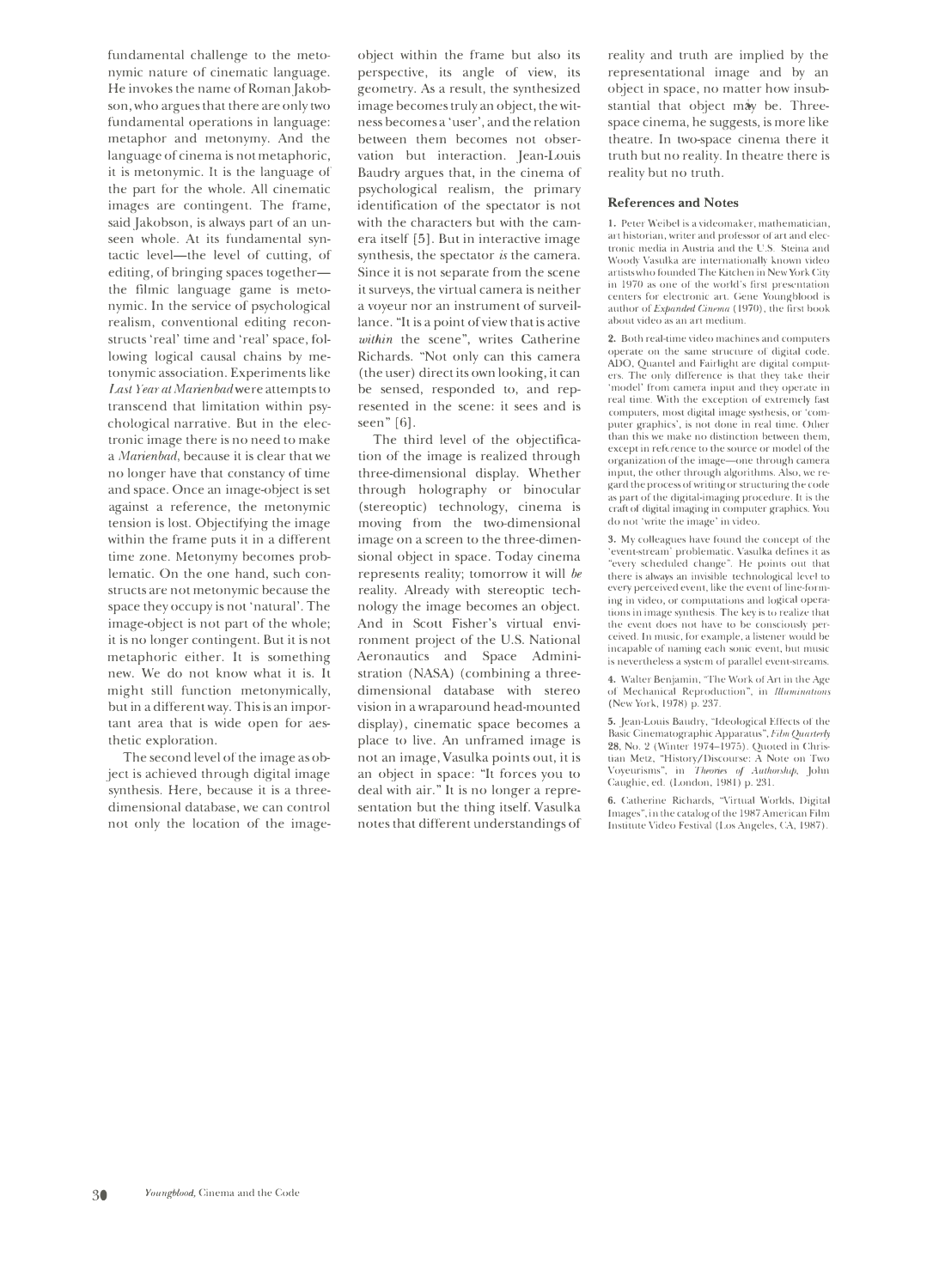fundamental challenge to the metonymic nature of cinematic language. He invokes the name of Roman Jakobson, who argues that there are only two fundamental operations in language: metaphor and metonymy. And the language of cinema is not metaphoric, it is metonymic. It is the language of the part for the whole. All cinematic images are contingent. The frame, said Jakobson, is always part of an unseen whole. At its fundamental syntactic level—the level of cutting, of editing, of bringing spaces together—the filmic language game is metonymic. In the service of psychological realism, conventional editing reconstructs 'real' time and 'real' space, following logical causal chains by metonymic association. Experiments like *Last Year at Marienbad* were attempts to transcend that limitation within psychological narrative. But in the electronic image there is no need to make a *Marienbad*, because it is clear that we no longer have that constancy of time and space. Once an image-object is set against a reference, the metonymic tension is lost. Objectifying the image within the frame puts it in a different time zone. Metonymy becomes problematic. On the one hand, such constructs are not metonymic because the space they occupy is not 'natural'. The image-object is not part of the whole; it is no longer contingent. But it is not metaphoric either. It is something new. We do not know what it is. It might still function metonymically, but in a different way. This is an important area that is wide open for aesthetic exploration.

The second level of the image as object is achieved through digital image synthesis. Here, because it is a three-dimensional database, we can control not only the location of the image-object within the frame but also its perspective, its angle of view, its geometry. As a result, the synthesized image becomes truly an object, the witness becomes a 'user', and the relation between them becomes not observation but interaction. Jean-Louis Baudry argues that, in the cinema of psychological realism, the primary identification of the spectator is not with the characters but with the camera itself [5]. But in interactive image synthesis, the spectator *is* the camera. Since it is not separate from the scene it surveys, the virtual camera is neither a voyeur nor an instrument of surveillance. "It is a point of view that is active *within* the scene", writes Catherine Richards. "Not only can this camera (the user) direct its own looking, it can be sensed, responded to, and represented in the scene: it sees and is seen" [6].

The third level of the objectification of the image is realized through three-dimensional display. Whether through holography or binocular (stereoptic) technology, cinema is moving from the two-dimensional image on a screen to the three-dimensional object in space. Today cinema represents reality; tomorrow it will *be* reality. Already with stereoptic technology the image becomes an object. And in Scott Fisher's virtual environment project of the U.S. National Aeronautics and Space Administration (NASA) (combining a three-dimensional database with stereo vision in a wraparound head-mounted display), cinematic space becomes a place to live. An unframed image is not an image, Vasulka points out, it is an object in space: "It forces you to deal with air." It is no longer a representation but the thing itself. Vasulka notes that different understandings of reality and truth are implied by the representational image and by an object in space, no matter how insubstantial that object may be. Three-space cinema, he suggests, is more like theatre. In two-space cinema there it truth but no reality. In theatre there is reality but no truth.

## References and Notes

1. Peter Weibel is a videomaker, mathematician, art historian, writer and professor of art and electronic media in Austria and the U.S. Steina and Woody Vasulka are internationally known video artists who founded The Kitchen in New York City in 1970 as one of the world's first presentation centers for electronic art. Gene Youngblood is author of *Expanded Cinema* (1970), the first book about video as an art medium.

2. Both real-time video machines and computers operate on the same structure of digital code. ADO, Quantel and Fairlight are digital computers. The only difference is that they take their 'model' from camera input and they operate in real time. With the exception of extremely fast computers, most digital image systhesis, or 'computer graphics', is not done in real time. Other than this we make no distinction between them, except in reference to the source or model of the organization of the image—one through camera input, the other through algorithms. Also, we regard the process of writing or structuring the code as part of the digital-imaging procedure. It is the craft of digital imaging in computer graphics. You do not 'write the image' in video.

3. My colleagues have found the concept of the 'event-stream' problematic. Vasulka defines it as "every scheduled change". He points out that there is always an invisible technological level to every perceived event, like the event of line-forming in video, or computations and logical operations in image synthesis. The key is to realize that the event does not have to be consciously perceived. In music, for example, a listener would be incapable of naming each sonic event, but music is nevertheless a system of parallel event-streams.

4. Walter Benjamin, "The Work of Art in the Age of Mechanical Reproduction", in *Illuminations* (New York, 1978) p. 237.

5. Jean-Louis Baudry, "Ideological Effects of the Basic Cinematographic Apparatus", *Film Quarterly* **28**, No. 2 (Winter 1974–1975). Quoted in Christian Metz, "History/Discourse: A Note on Two Voyeurisms", in *Theories of Authorship*, John Caughie, ed. (London, 1981) p. 231.

6. Catherine Richards, "Virtual Worlds, Digital Images", in the catalog of the 1987 American Film Institute Video Festival (Los Angeles, CA, 1987).